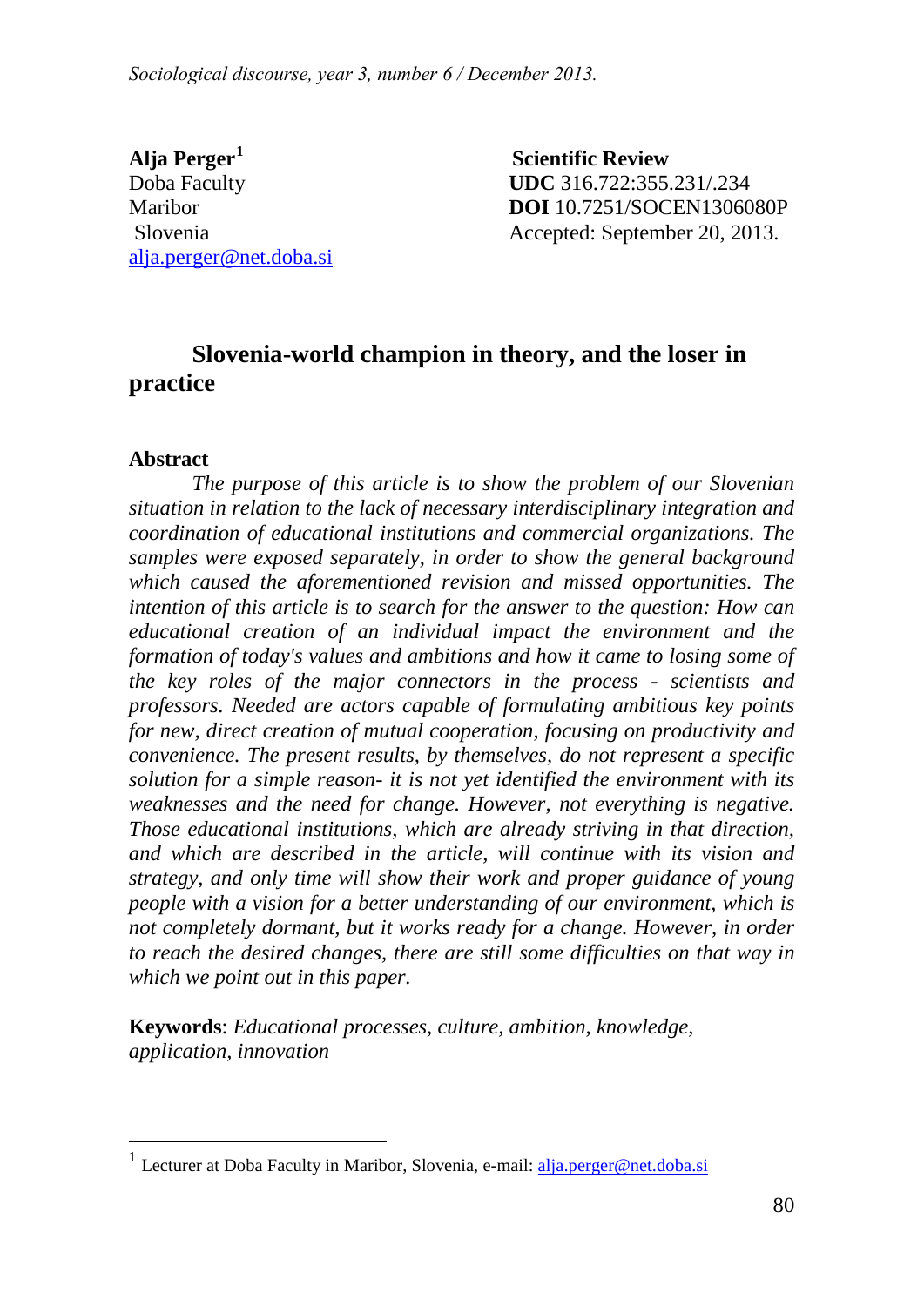**Alja Perger**[1]
Doba Faculty
Maribor
Slovenia
alja.perger@net.doba.si

**Scientific Review**
**UDC** 316.722:355.231/.234
**DOI** 10.7251/SOCEN1306080P
Accepted: September 20, 2013.

# Slovenia-world champion in theory, and the loser in practice

## Abstract

*The purpose of this article is to show the problem of our Slovenian situation in relation to the lack of necessary interdisciplinary integration and coordination of educational institutions and commercial organizations. The samples were exposed separately, in order to show the general background which caused the aforementioned revision and missed opportunities. The intention of this article is to search for the answer to the question: How can educational creation of an individual impact the environment and the formation of today's values and ambitions and how it came to losing some of the key roles of the major connectors in the process - scientists and professors. Needed are actors capable of formulating ambitious key points for new, direct creation of mutual cooperation, focusing on productivity and convenience. The present results, by themselves, do not represent a specific solution for a simple reason- it is not yet identified the environment with its weaknesses and the need for change. However, not everything is negative. Those educational institutions, which are already striving in that direction, and which are described in the article, will continue with its vision and strategy, and only time will show their work and proper guidance of young people with a vision for a better understanding of our environment, which is not completely dormant, but it works ready for a change. However, in order to reach the desired changes, there are still some difficulties on that way in which we point out in this paper.*

**Keywords**: *Educational processes, culture, ambition, knowledge, application, innovation*

---

[1] Lecturer at Doba Faculty in Maribor, Slovenia, e-mail: alja.perger@net.doba.si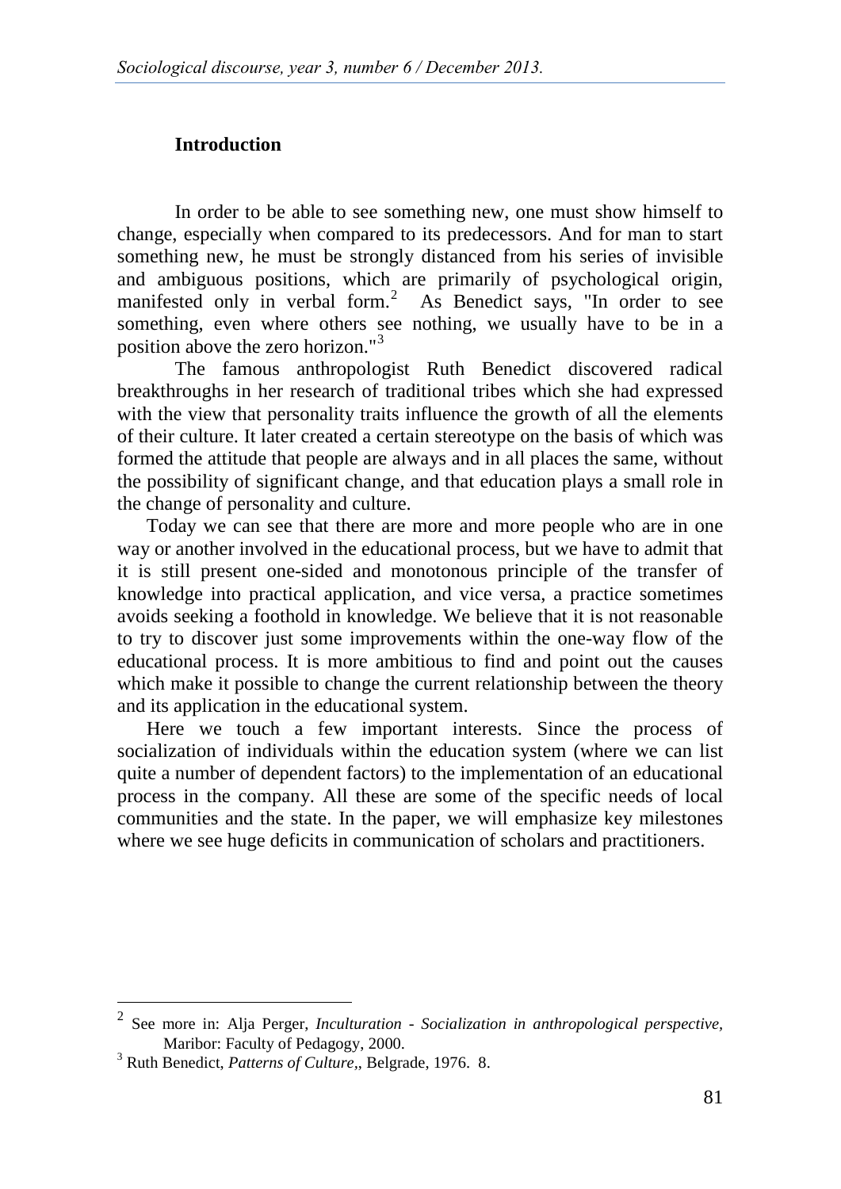## Introduction

In order to be able to see something new, one must show himself to change, especially when compared to its predecessors. And for man to start something new, he must be strongly distanced from his series of invisible and ambiguous positions, which are primarily of psychological origin, manifested only in verbal form.[2] As Benedict says, "In order to see something, even where others see nothing, we usually have to be in a position above the zero horizon."[3]

The famous anthropologist Ruth Benedict discovered radical breakthroughs in her research of traditional tribes which she had expressed with the view that personality traits influence the growth of all the elements of their culture. It later created a certain stereotype on the basis of which was formed the attitude that people are always and in all places the same, without the possibility of significant change, and that education plays a small role in the change of personality and culture.

Today we can see that there are more and more people who are in one way or another involved in the educational process, but we have to admit that it is still present one-sided and monotonous principle of the transfer of knowledge into practical application, and vice versa, a practice sometimes avoids seeking a foothold in knowledge. We believe that it is not reasonable to try to discover just some improvements within the one-way flow of the educational process. It is more ambitious to find and point out the causes which make it possible to change the current relationship between the theory and its application in the educational system.

Here we touch a few important interests. Since the process of socialization of individuals within the education system (where we can list quite a number of dependent factors) to the implementation of an educational process in the company. All these are some of the specific needs of local communities and the state. In the paper, we will emphasize key milestones where we see huge deficits in communication of scholars and practitioners.

---

[2] See more in: Alja Perger, *Inculturation - Socialization in anthropological perspective*, Maribor: Faculty of Pedagogy, 2000.

[3] Ruth Benedict, *Patterns of Culture*,, Belgrade, 1976. 8.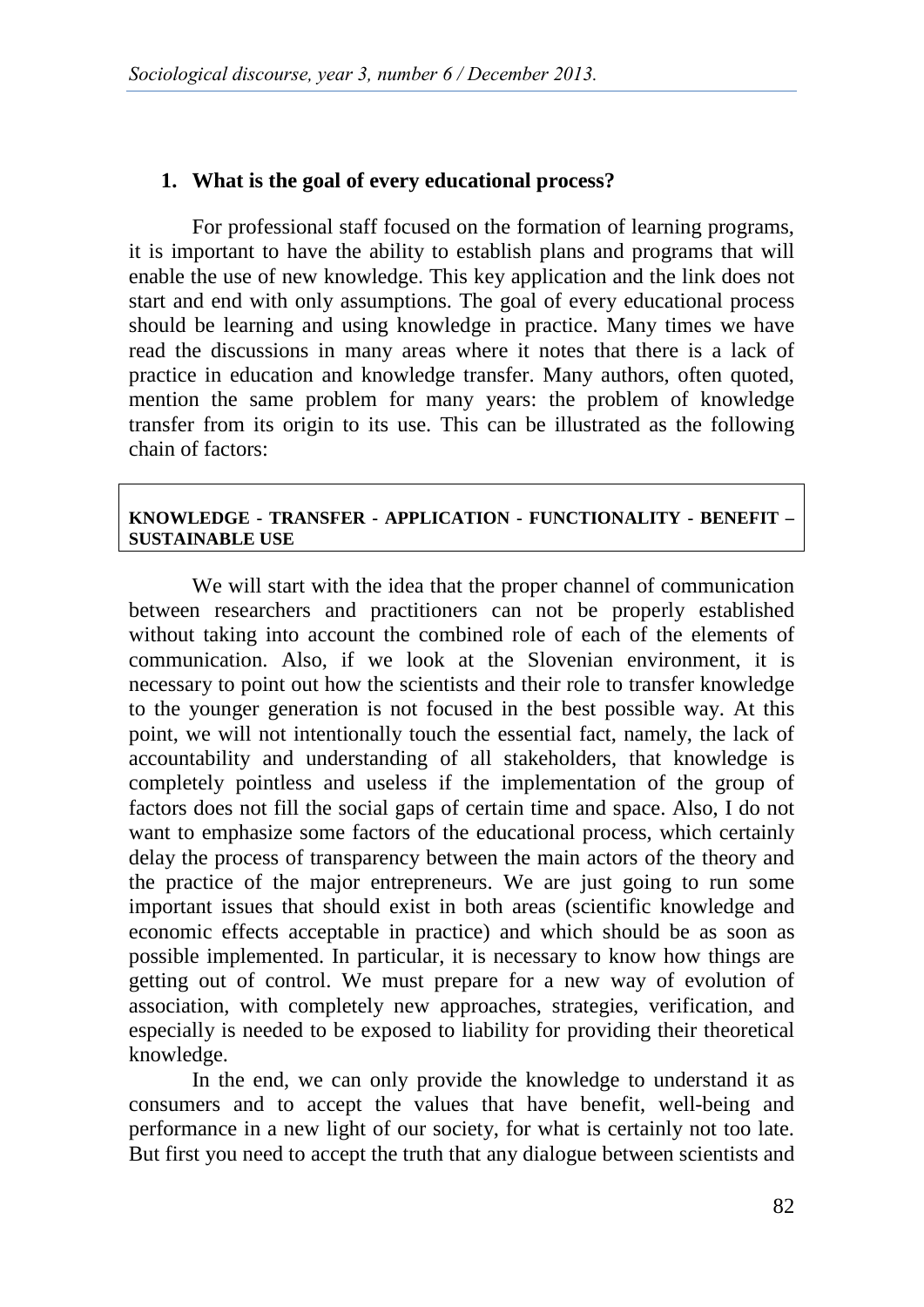## 1. What is the goal of every educational process?

For professional staff focused on the formation of learning programs, it is important to have the ability to establish plans and programs that will enable the use of new knowledge. This key application and the link does not start and end with only assumptions. The goal of every educational process should be learning and using knowledge in practice. Many times we have read the discussions in many areas where it notes that there is a lack of practice in education and knowledge transfer. Many authors, often quoted, mention the same problem for many years: the problem of knowledge transfer from its origin to its use. This can be illustrated as the following chain of factors:

**KNOWLEDGE - TRANSFER - APPLICATION - FUNCTIONALITY - BENEFIT – SUSTAINABLE USE**

We will start with the idea that the proper channel of communication between researchers and practitioners can not be properly established without taking into account the combined role of each of the elements of communication. Also, if we look at the Slovenian environment, it is necessary to point out how the scientists and their role to transfer knowledge to the younger generation is not focused in the best possible way. At this point, we will not intentionally touch the essential fact, namely, the lack of accountability and understanding of all stakeholders, that knowledge is completely pointless and useless if the implementation of the group of factors does not fill the social gaps of certain time and space. Also, I do not want to emphasize some factors of the educational process, which certainly delay the process of transparency between the main actors of the theory and the practice of the major entrepreneurs. We are just going to run some important issues that should exist in both areas (scientific knowledge and economic effects acceptable in practice) and which should be as soon as possible implemented. In particular, it is necessary to know how things are getting out of control. We must prepare for a new way of evolution of association, with completely new approaches, strategies, verification, and especially is needed to be exposed to liability for providing their theoretical knowledge.

In the end, we can only provide the knowledge to understand it as consumers and to accept the values that have benefit, well-being and performance in a new light of our society, for what is certainly not too late. But first you need to accept the truth that any dialogue between scientists and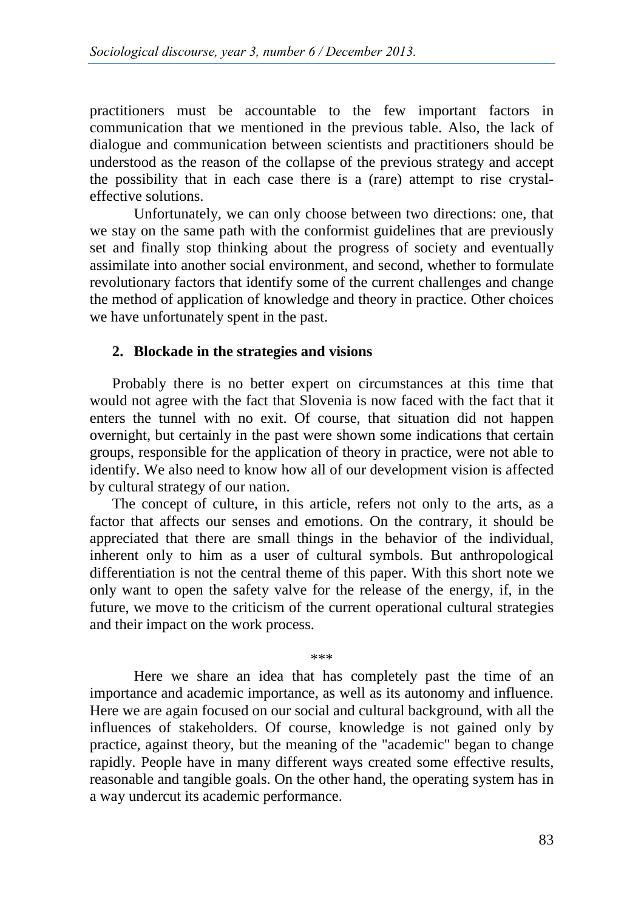practitioners must be accountable to the few important factors in communication that we mentioned in the previous table. Also, the lack of dialogue and communication between scientists and practitioners should be understood as the reason of the collapse of the previous strategy and accept the possibility that in each case there is a (rare) attempt to rise crystal-effective solutions.

Unfortunately, we can only choose between two directions: one, that we stay on the same path with the conformist guidelines that are previously set and finally stop thinking about the progress of society and eventually assimilate into another social environment, and second, whether to formulate revolutionary factors that identify some of the current challenges and change the method of application of knowledge and theory in practice. Other choices we have unfortunately spent in the past.

## 2. Blockade in the strategies and visions

Probably there is no better expert on circumstances at this time that would not agree with the fact that Slovenia is now faced with the fact that it enters the tunnel with no exit. Of course, that situation did not happen overnight, but certainly in the past were shown some indications that certain groups, responsible for the application of theory in practice, were not able to identify. We also need to know how all of our development vision is affected by cultural strategy of our nation.

The concept of culture, in this article, refers not only to the arts, as a factor that affects our senses and emotions. On the contrary, it should be appreciated that there are small things in the behavior of the individual, inherent only to him as a user of cultural symbols. But anthropological differentiation is not the central theme of this paper. With this short note we only want to open the safety valve for the release of the energy, if, in the future, we move to the criticism of the current operational cultural strategies and their impact on the work process.

***

Here we share an idea that has completely past the time of an importance and academic importance, as well as its autonomy and influence. Here we are again focused on our social and cultural background, with all the influences of stakeholders. Of course, knowledge is not gained only by practice, against theory, but the meaning of the "academic" began to change rapidly. People have in many different ways created some effective results, reasonable and tangible goals. On the other hand, the operating system has in a way undercut its academic performance.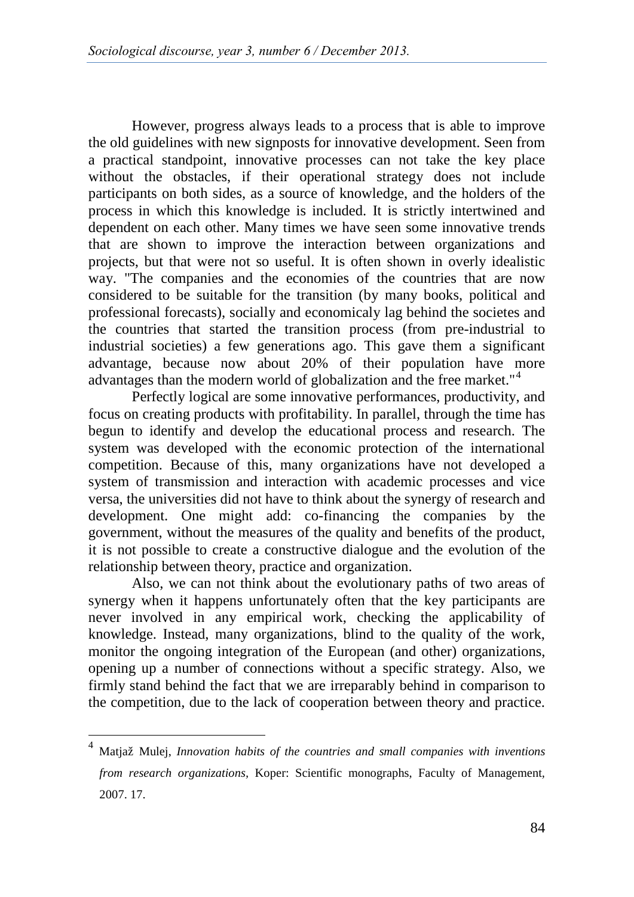However, progress always leads to a process that is able to improve the old guidelines with new signposts for innovative development. Seen from a practical standpoint, innovative processes can not take the key place without the obstacles, if their operational strategy does not include participants on both sides, as a source of knowledge, and the holders of the process in which this knowledge is included. It is strictly intertwined and dependent on each other. Many times we have seen some innovative trends that are shown to improve the interaction between organizations and projects, but that were not so useful. It is often shown in overly idealistic way. "The companies and the economies of the countries that are now considered to be suitable for the transition (by many books, political and professional forecasts), socially and economicaly lag behind the societes and the countries that started the transition process (from pre-industrial to industrial societies) a few generations ago. This gave them a significant advantage, because now about 20% of their population have more advantages than the modern world of globalization and the free market."[4]

Perfectly logical are some innovative performances, productivity, and focus on creating products with profitability. In parallel, through the time has begun to identify and develop the educational process and research. The system was developed with the economic protection of the international competition. Because of this, many organizations have not developed a system of transmission and interaction with academic processes and vice versa, the universities did not have to think about the synergy of research and development. One might add: co-financing the companies by the government, without the measures of the quality and benefits of the product, it is not possible to create a constructive dialogue and the evolution of the relationship between theory, practice and organization.

Also, we can not think about the evolutionary paths of two areas of synergy when it happens unfortunately often that the key participants are never involved in any empirical work, checking the applicability of knowledge. Instead, many organizations, blind to the quality of the work, monitor the ongoing integration of the European (and other) organizations, opening up a number of connections without a specific strategy. Also, we firmly stand behind the fact that we are irreparably behind in comparison to the competition, due to the lack of cooperation between theory and practice.

---

[4] Matjaž Mulej, *Innovation habits of the countries and small companies with inventions from research organizations*, Koper: Scientific monographs, Faculty of Management, 2007. 17.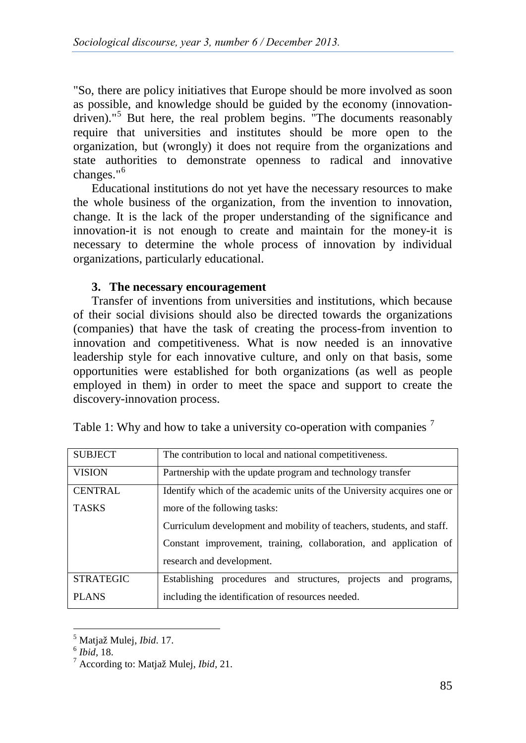"So, there are policy initiatives that Europe should be more involved as soon as possible, and knowledge should be guided by the economy (innovation-driven)."[5] But here, the real problem begins. "The documents reasonably require that universities and institutes should be more open to the organization, but (wrongly) it does not require from the organizations and state authorities to demonstrate openness to radical and innovative changes."[6]

Educational institutions do not yet have the necessary resources to make the whole business of the organization, from the invention to innovation, change. It is the lack of the proper understanding of the significance and innovation-it is not enough to create and maintain for the money-it is necessary to determine the whole process of innovation by individual organizations, particularly educational.

### 3. The necessary encouragement

Transfer of inventions from universities and institutions, which because of their social divisions should also be directed towards the organizations (companies) that have the task of creating the process-from invention to innovation and competitiveness. What is now needed is an innovative leadership style for each innovative culture, and only on that basis, some opportunities were established for both organizations (as well as people employed in them) in order to meet the space and support to create the discovery-innovation process.

Table 1: Why and how to take a university co-operation with companies [7]

| | |
|---|---|
| SUBJECT | The contribution to local and national competitiveness. |
| VISION | Partnership with the update program and technology transfer |
| CENTRAL TASKS | Identify which of the academic units of the University acquires one or more of the following tasks:<br>Curriculum development and mobility of teachers, students, and staff.<br>Constant improvement, training, collaboration, and application of research and development. |
| STRATEGIC PLANS | Establishing procedures and structures, projects and programs, including the identification of resources needed. |

---

[5] Matjaž Mulej, *Ibid*. 17.

[6] *Ibid*, 18.

[7] According to: Matjaž Mulej, *Ibid*, 21.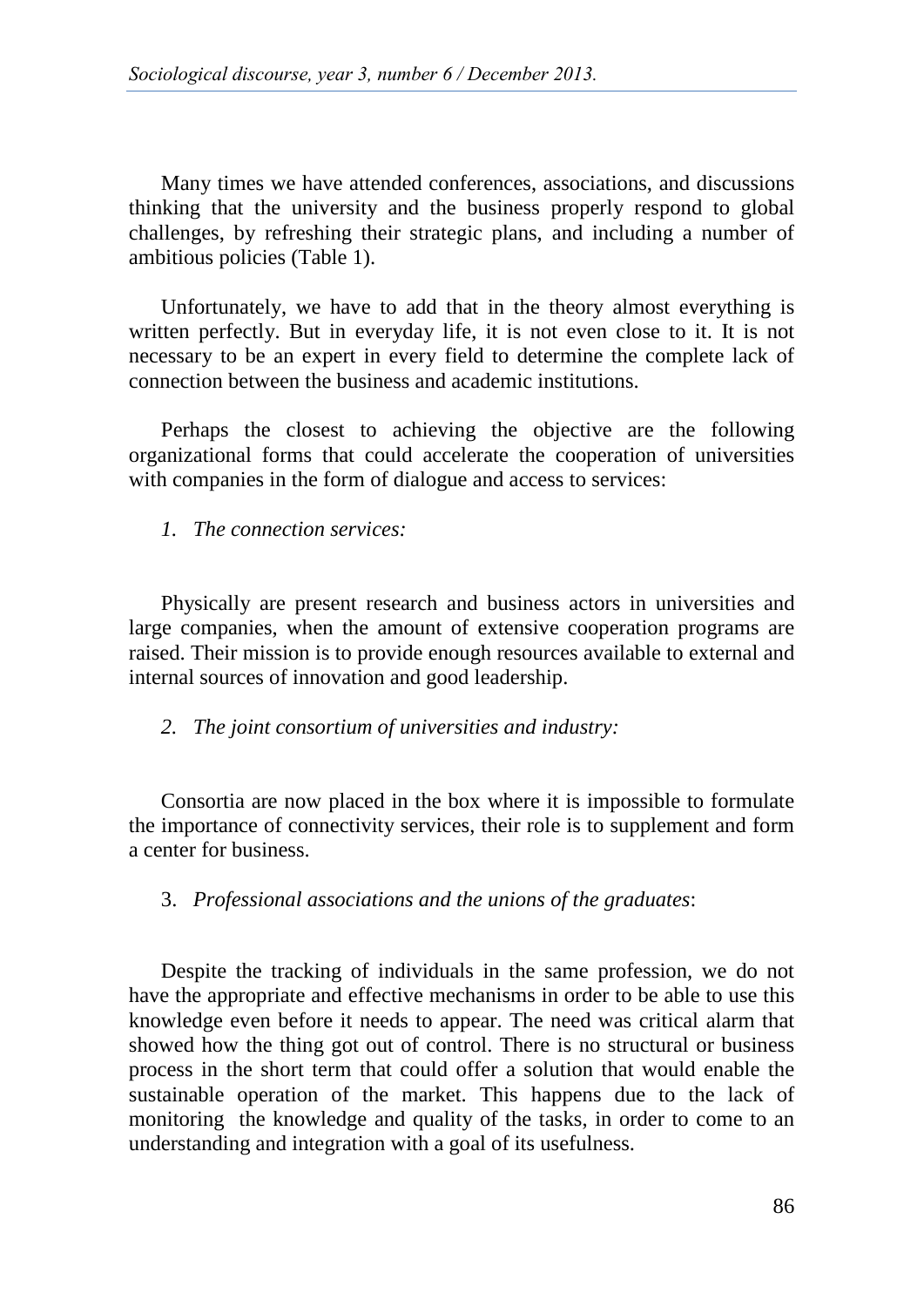Many times we have attended conferences, associations, and discussions thinking that the university and the business properly respond to global challenges, by refreshing their strategic plans, and including a number of ambitious policies (Table 1).

Unfortunately, we have to add that in the theory almost everything is written perfectly. But in everyday life, it is not even close to it. It is not necessary to be an expert in every field to determine the complete lack of connection between the business and academic institutions.

Perhaps the closest to achieving the objective are the following organizational forms that could accelerate the cooperation of universities with companies in the form of dialogue and access to services:

1. *The connection services:*

Physically are present research and business actors in universities and large companies, when the amount of extensive cooperation programs are raised. Their mission is to provide enough resources available to external and internal sources of innovation and good leadership.

2. *The joint consortium of universities and industry:*

Consortia are now placed in the box where it is impossible to formulate the importance of connectivity services, their role is to supplement and form a center for business.

3. *Professional associations and the unions of the graduates*:

Despite the tracking of individuals in the same profession, we do not have the appropriate and effective mechanisms in order to be able to use this knowledge even before it needs to appear. The need was critical alarm that showed how the thing got out of control. There is no structural or business process in the short term that could offer a solution that would enable the sustainable operation of the market. This happens due to the lack of monitoring the knowledge and quality of the tasks, in order to come to an understanding and integration with a goal of its usefulness.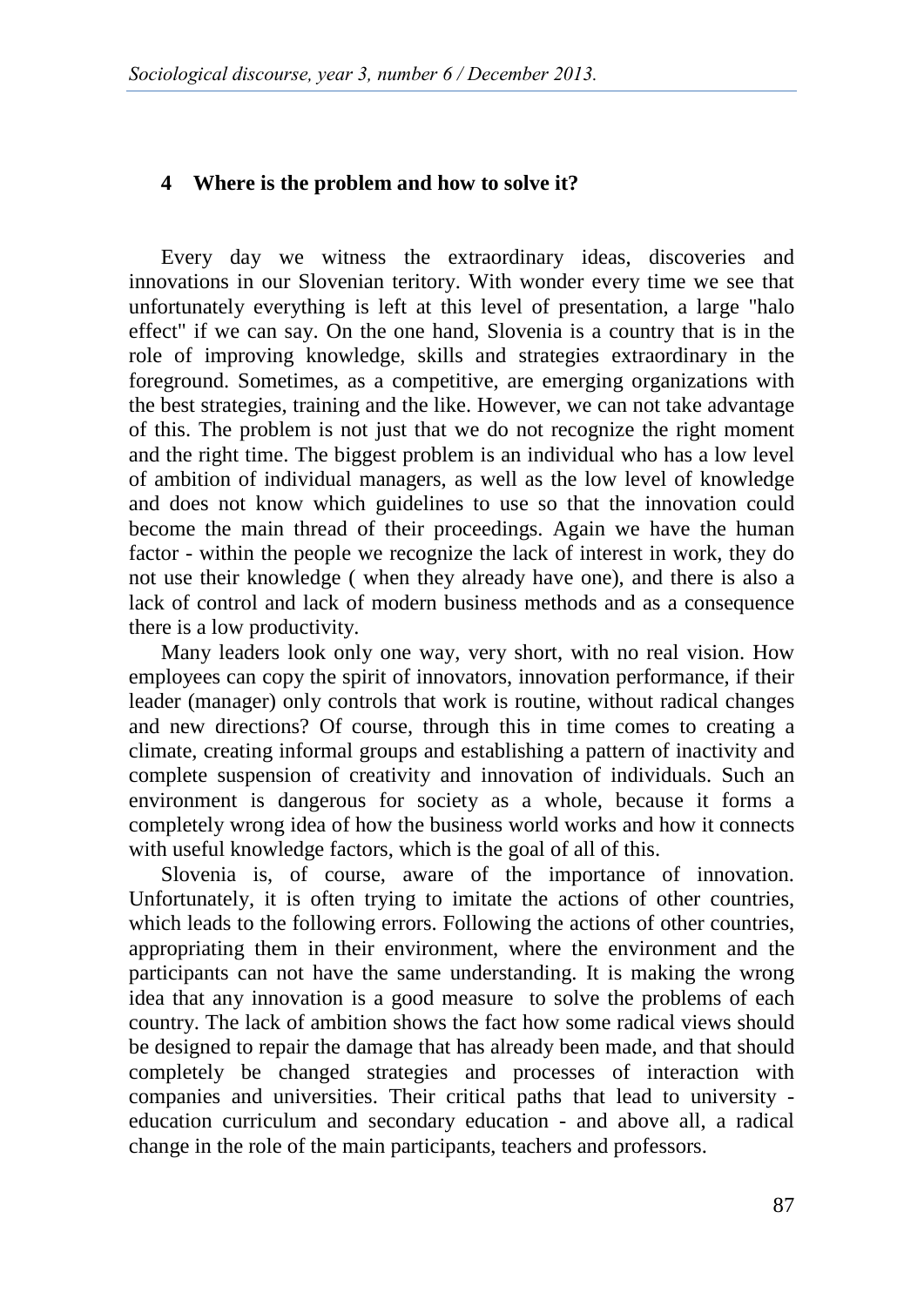## 4 Where is the problem and how to solve it?

Every day we witness the extraordinary ideas, discoveries and innovations in our Slovenian teritory. With wonder every time we see that unfortunately everything is left at this level of presentation, a large "halo effect" if we can say. On the one hand, Slovenia is a country that is in the role of improving knowledge, skills and strategies extraordinary in the foreground. Sometimes, as a competitive, are emerging organizations with the best strategies, training and the like. However, we can not take advantage of this. The problem is not just that we do not recognize the right moment and the right time. The biggest problem is an individual who has a low level of ambition of individual managers, as well as the low level of knowledge and does not know which guidelines to use so that the innovation could become the main thread of their proceedings. Again we have the human factor - within the people we recognize the lack of interest in work, they do not use their knowledge ( when they already have one), and there is also a lack of control and lack of modern business methods and as a consequence there is a low productivity.

Many leaders look only one way, very short, with no real vision. How employees can copy the spirit of innovators, innovation performance, if their leader (manager) only controls that work is routine, without radical changes and new directions? Of course, through this in time comes to creating a climate, creating informal groups and establishing a pattern of inactivity and complete suspension of creativity and innovation of individuals. Such an environment is dangerous for society as a whole, because it forms a completely wrong idea of how the business world works and how it connects with useful knowledge factors, which is the goal of all of this.

Slovenia is, of course, aware of the importance of innovation. Unfortunately, it is often trying to imitate the actions of other countries, which leads to the following errors. Following the actions of other countries, appropriating them in their environment, where the environment and the participants can not have the same understanding. It is making the wrong idea that any innovation is a good measure to solve the problems of each country. The lack of ambition shows the fact how some radical views should be designed to repair the damage that has already been made, and that should completely be changed strategies and processes of interaction with companies and universities. Their critical paths that lead to university - education curriculum and secondary education - and above all, a radical change in the role of the main participants, teachers and professors.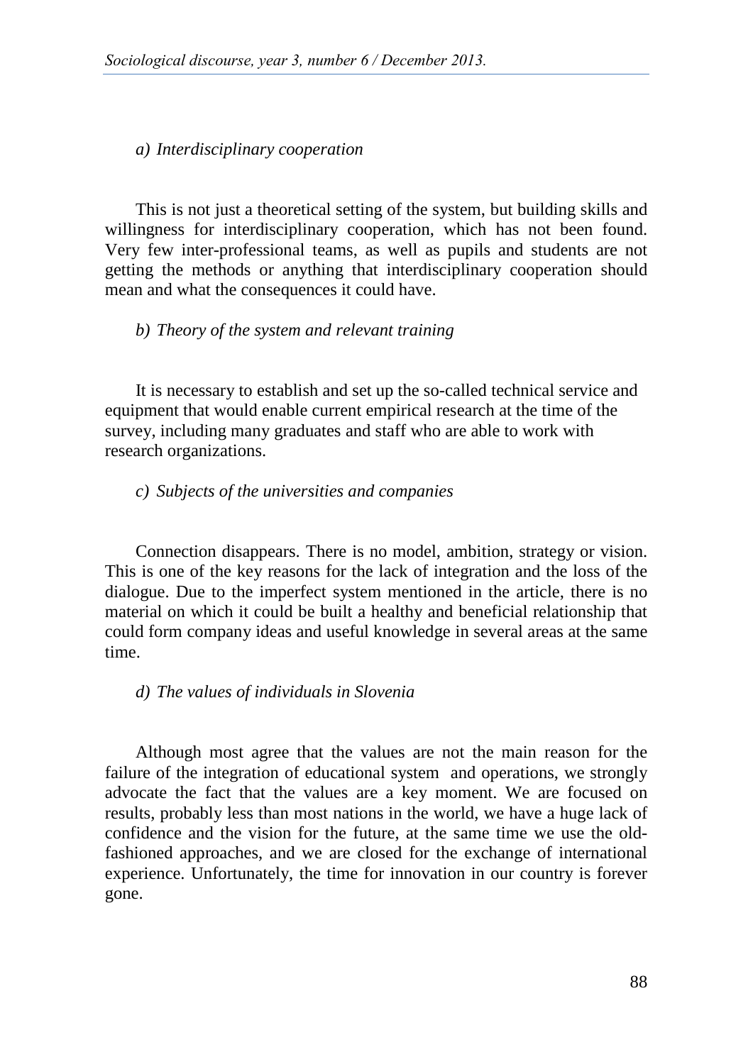*a) Interdisciplinary cooperation*

This is not just a theoretical setting of the system, but building skills and willingness for interdisciplinary cooperation, which has not been found. Very few inter-professional teams, as well as pupils and students are not getting the methods or anything that interdisciplinary cooperation should mean and what the consequences it could have.

*b) Theory of the system and relevant training*

It is necessary to establish and set up the so-called technical service and equipment that would enable current empirical research at the time of the survey, including many graduates and staff who are able to work with research organizations.

*c) Subjects of the universities and companies*

Connection disappears. There is no model, ambition, strategy or vision. This is one of the key reasons for the lack of integration and the loss of the dialogue. Due to the imperfect system mentioned in the article, there is no material on which it could be built a healthy and beneficial relationship that could form company ideas and useful knowledge in several areas at the same time.

*d) The values of individuals in Slovenia*

Although most agree that the values are not the main reason for the failure of the integration of educational system and operations, we strongly advocate the fact that the values are a key moment. We are focused on results, probably less than most nations in the world, we have a huge lack of confidence and the vision for the future, at the same time we use the old-fashioned approaches, and we are closed for the exchange of international experience. Unfortunately, the time for innovation in our country is forever gone.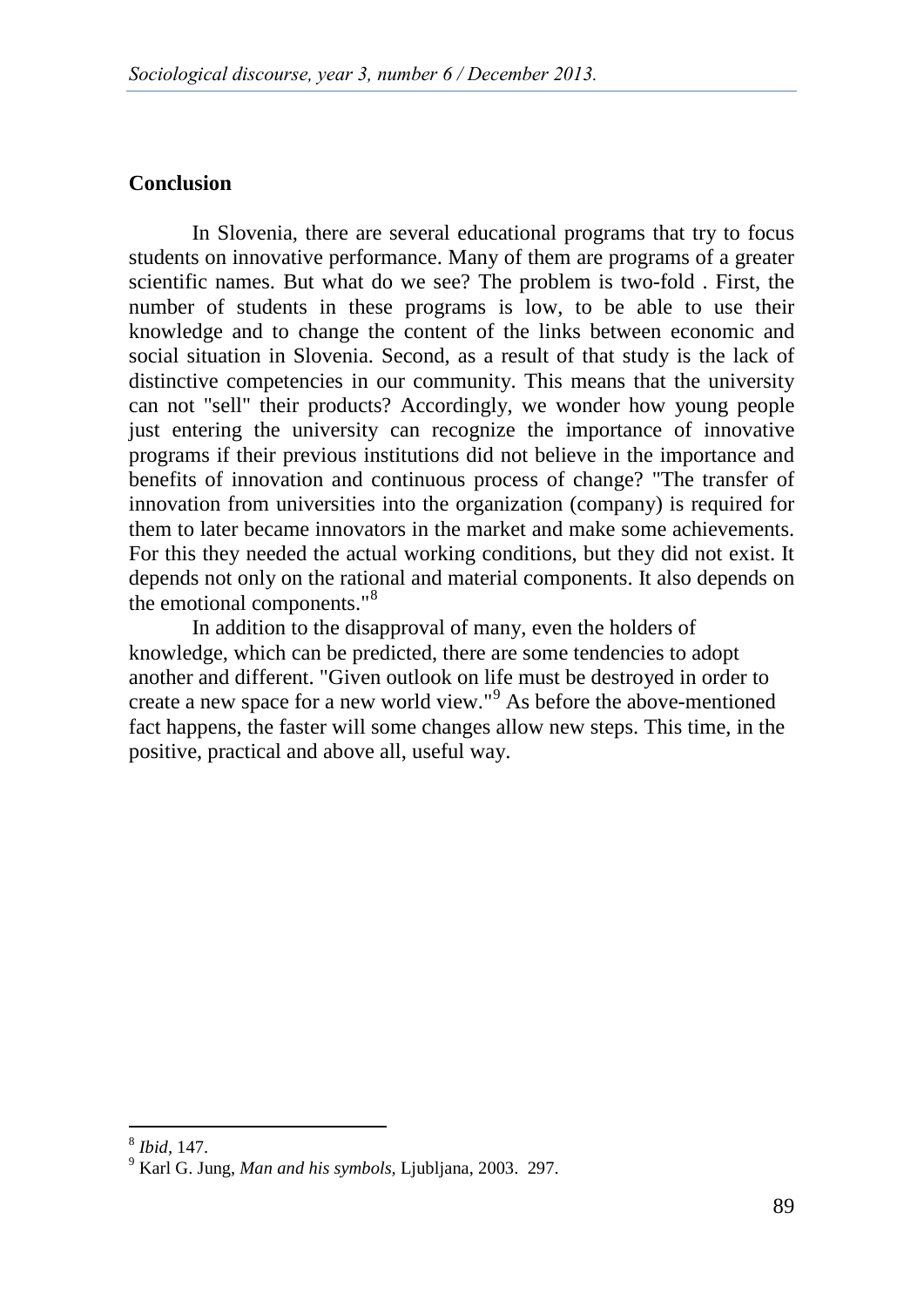## Conclusion

In Slovenia, there are several educational programs that try to focus students on innovative performance. Many of them are programs of a greater scientific names. But what do we see? The problem is two-fold . First, the number of students in these programs is low, to be able to use their knowledge and to change the content of the links between economic and social situation in Slovenia. Second, as a result of that study is the lack of distinctive competencies in our community. This means that the university can not "sell" their products? Accordingly, we wonder how young people just entering the university can recognize the importance of innovative programs if their previous institutions did not believe in the importance and benefits of innovation and continuous process of change? "The transfer of innovation from universities into the organization (company) is required for them to later became innovators in the market and make some achievements. For this they needed the actual working conditions, but they did not exist. It depends not only on the rational and material components. It also depends on the emotional components."[8]

In addition to the disapproval of many, even the holders of knowledge, which can be predicted, there are some tendencies to adopt another and different. "Given outlook on life must be destroyed in order to create a new space for a new world view."[9] As before the above-mentioned fact happens, the faster will some changes allow new steps. This time, in the positive, practical and above all, useful way.

---

[8] *Ibid*, 147.

[9] Karl G. Jung, *Man and his symbols*, Ljubljana, 2003. 297.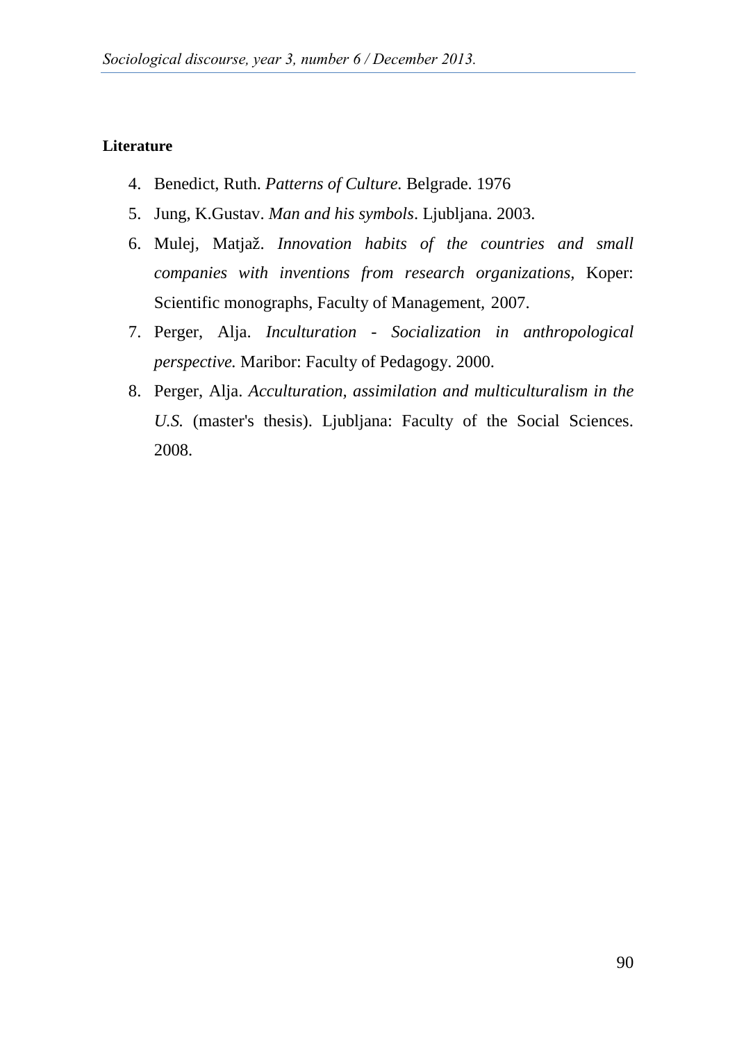**Literature**

4. Benedict, Ruth. *Patterns of Culture.* Belgrade. 1976
5. Jung, K.Gustav. *Man and his symbols*. Ljubljana. 2003.
6. Mulej, Matjaž. *Innovation habits of the countries and small companies with inventions from research organizations,* Koper: Scientific monographs, Faculty of Management, 2007.
7. Perger, Alja. *Inculturation - Socialization in anthropological perspective.* Maribor: Faculty of Pedagogy. 2000.
8. Perger, Alja. *Acculturation, assimilation and multiculturalism in the U.S.* (master's thesis). Ljubljana: Faculty of the Social Sciences. 2008.